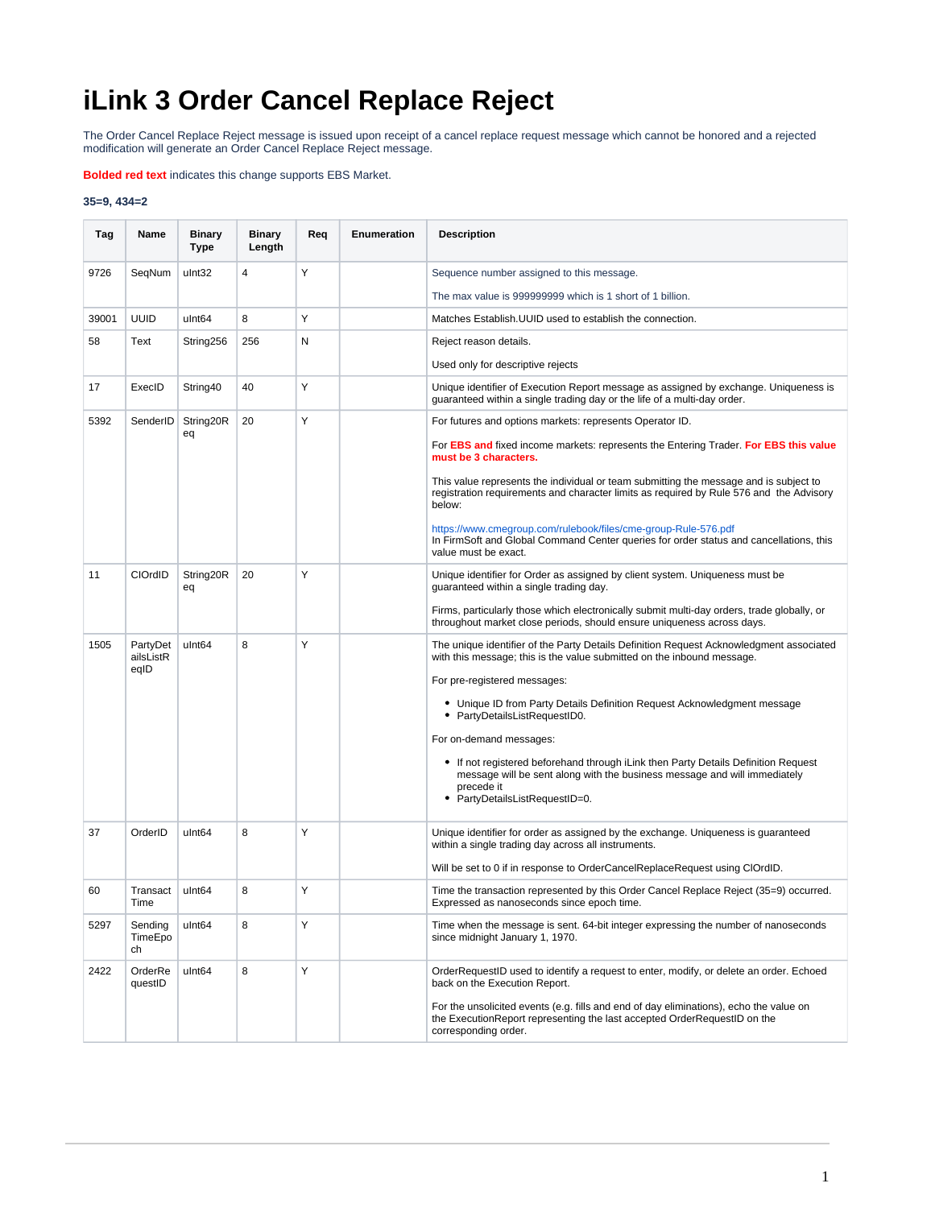# iLink 3 Order Cancel Replace Reject

The Order Cancel Replace Reject message is issued upon receipt of a cancel replace request message which cannot be honored and a rejected modification will generate an Order Cancel Replace Reject message.

**Bolded red text** indicates this change supports EBS Market.

**35=9, 434=2**

| Tag | Name | Binary Type | Binary Length | Req | Enumeration | Description |
|---|---|---|---|---|---|---|
| 9726 | SeqNum | uInt32 | 4 | Y | | Sequence number assigned to this message.<br><br>The max value is 999999999 which is 1 short of 1 billion. |
| 39001 | UUID | uInt64 | 8 | Y | | Matches Establish.UUID used to establish the connection. |
| 58 | Text | String256 | 256 | N | | Reject reason details.<br><br>Used only for descriptive rejects |
| 17 | ExecID | String40 | 40 | Y | | Unique identifier of Execution Report message as assigned by exchange. Uniqueness is guaranteed within a single trading day or the life of a multi-day order. |
| 5392 | SenderID | String20Req | 20 | Y | | For futures and options markets: represents Operator ID.<br><br>For **EBS and** fixed income markets: represents the Entering Trader. **For EBS this value must be 3 characters.**<br><br>This value represents the individual or team submitting the message and is subject to registration requirements and character limits as required by Rule 576 and the Advisory below:<br><br>https://www.cmegroup.com/rulebook/files/cme-group-Rule-576.pdf<br>In FirmSoft and Global Command Center queries for order status and cancellations, this value must be exact. |
| 11 | ClOrdID | String20Req | 20 | Y | | Unique identifier for Order as assigned by client system. Uniqueness must be guaranteed within a single trading day.<br><br>Firms, particularly those which electronically submit multi-day orders, trade globally, or throughout market close periods, should ensure uniqueness across days. |
| 1505 | PartyDetailsListReqID | uInt64 | 8 | Y | | The unique identifier of the Party Details Definition Request Acknowledgment associated with this message; this is the value submitted on the inbound message.<br><br>For pre-registered messages:<br><br>• Unique ID from Party Details Definition Request Acknowledgment message<br>• PartyDetailsListRequestID0.<br><br>For on-demand messages:<br><br>• If not registered beforehand through iLink then Party Details Definition Request message will be sent along with the business message and will immediately precede it<br>• PartyDetailsListRequestID=0. |
| 37 | OrderID | uInt64 | 8 | Y | | Unique identifier for order as assigned by the exchange. Uniqueness is guaranteed within a single trading day across all instruments.<br><br>Will be set to 0 if in response to OrderCancelReplaceRequest using ClOrdID. |
| 60 | TransactTime | uInt64 | 8 | Y | | Time the transaction represented by this Order Cancel Replace Reject (35=9) occurred. Expressed as nanoseconds since epoch time. |
| 5297 | SendingTimeEpoch | uInt64 | 8 | Y | | Time when the message is sent. 64-bit integer expressing the number of nanoseconds since midnight January 1, 1970. |
| 2422 | OrderRequestID | uInt64 | 8 | Y | | OrderRequestID used to identify a request to enter, modify, or delete an order. Echoed back on the Execution Report.<br><br>For the unsolicited events (e.g. fills and end of day eliminations), echo the value on the ExecutionReport representing the last accepted OrderRequestID on the corresponding order. |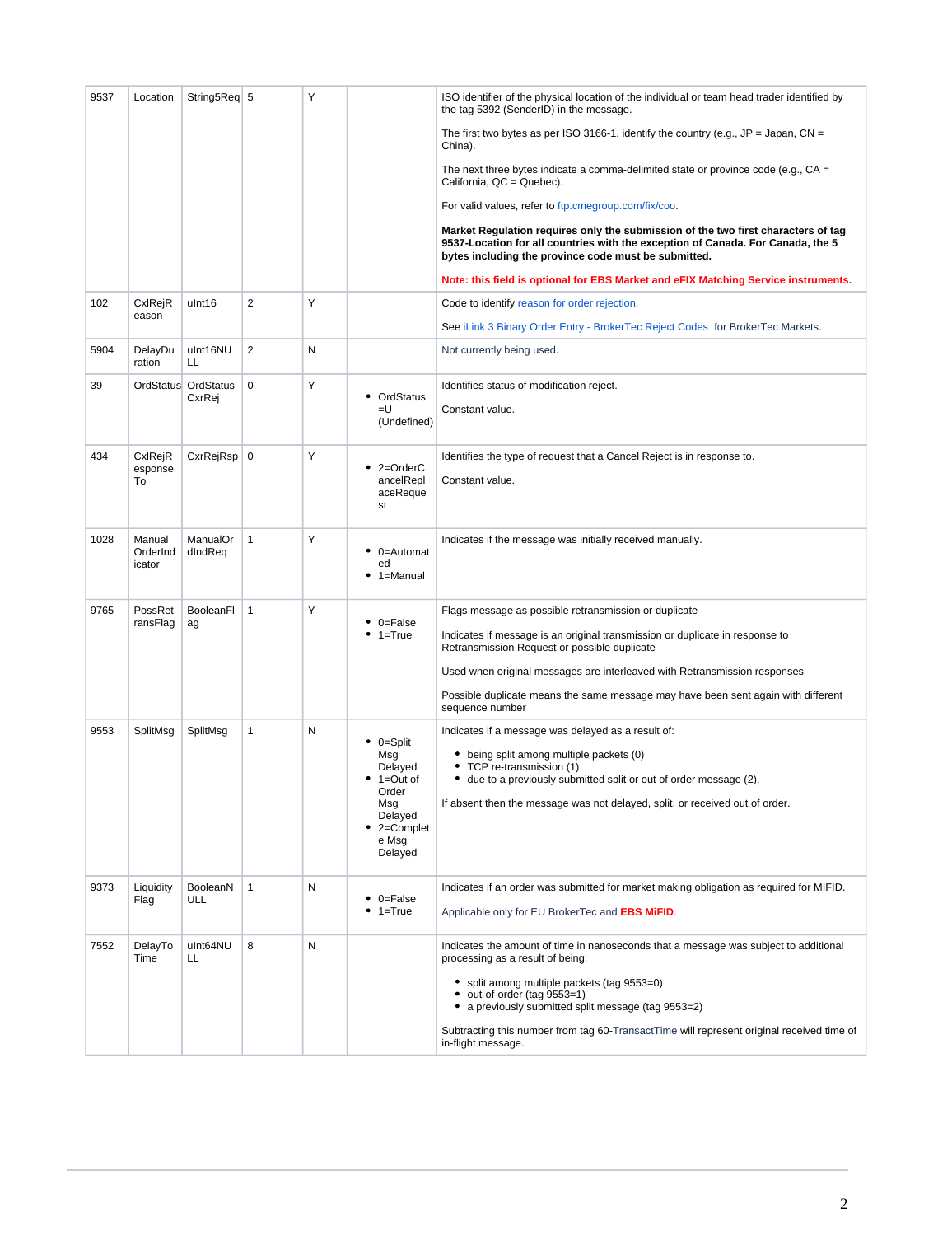| | | | | | | |
|---|---|---|---|---|---|---|
| 9537 | Location | String5Req | 5 | Y | | ISO identifier of the physical location of the individual or team head trader identified by the tag 5392 (SenderID) in the message.<br><br>The first two bytes as per ISO 3166-1, identify the country (e.g., JP = Japan, CN = China).<br><br>The next three bytes indicate a comma-delimited state or province code (e.g., CA = California, QC = Quebec).<br><br>For valid values, refer to ftp.cmegroup.com/fix/coo.<br><br>**Market Regulation requires only the submission of the two first characters of tag 9537-Location for all countries with the exception of Canada. For Canada, the 5 bytes including the province code must be submitted.**<br><br>**Note: this field is optional for EBS Market and eFIX Matching Service instruments.** |
| 102 | CxlRejReason | uInt16 | 2 | Y | | Code to identify reason for order rejection.<br><br>See iLink 3 Binary Order Entry - BrokerTec Reject Codes for BrokerTec Markets. |
| 5904 | DelayDuration | uInt16NULL | 2 | N | | Not currently being used. |
| 39 | OrdStatus | OrdStatusCxrRej | 0 | Y | • OrdStatus=U (Undefined) | Identifies status of modification reject.<br><br>Constant value. |
| 434 | CxlRejResponseTo | CxrRejRsp | 0 | Y | • 2=OrderCancelReplaceRequest | Identifies the type of request that a Cancel Reject is in response to.<br><br>Constant value. |
| 1028 | ManualOrderIndicator | ManualOrdIndReq | 1 | Y | • 0=Automated<br>• 1=Manual | Indicates if the message was initially received manually. |
| 9765 | PossRetransFlag | BooleanFlag | 1 | Y | • 0=False<br>• 1=True | Flags message as possible retransmission or duplicate<br><br>Indicates if message is an original transmission or duplicate in response to Retransmission Request or possible duplicate<br><br>Used when original messages are interleaved with Retransmission responses<br><br>Possible duplicate means the same message may have been sent again with different sequence number |
| 9553 | SplitMsg | SplitMsg | 1 | N | • 0=Split Msg Delayed<br>• 1=Out of Order Msg Delayed<br>• 2=Complete Msg Delayed | Indicates if a message was delayed as a result of:<br><br>• being split among multiple packets (0)<br>• TCP re-transmission (1)<br>• due to a previously submitted split or out of order message (2).<br><br>If absent then the message was not delayed, split, or received out of order. |
| 9373 | LiquidityFlag | BooleanNULL | 1 | N | • 0=False<br>• 1=True | Indicates if an order was submitted for market making obligation as required for MIFID.<br><br>Applicable only for EU BrokerTec and **EBS MiFID**. |
| 7552 | DelayToTime | uInt64NULL | 8 | N | | Indicates the amount of time in nanoseconds that a message was subject to additional processing as a result of being:<br><br>• split among multiple packets (tag 9553=0)<br>• out-of-order (tag 9553=1)<br>• a previously submitted split message (tag 9553=2)<br><br>Subtracting this number from tag 60-TransactTime will represent original received time of in-flight message. |